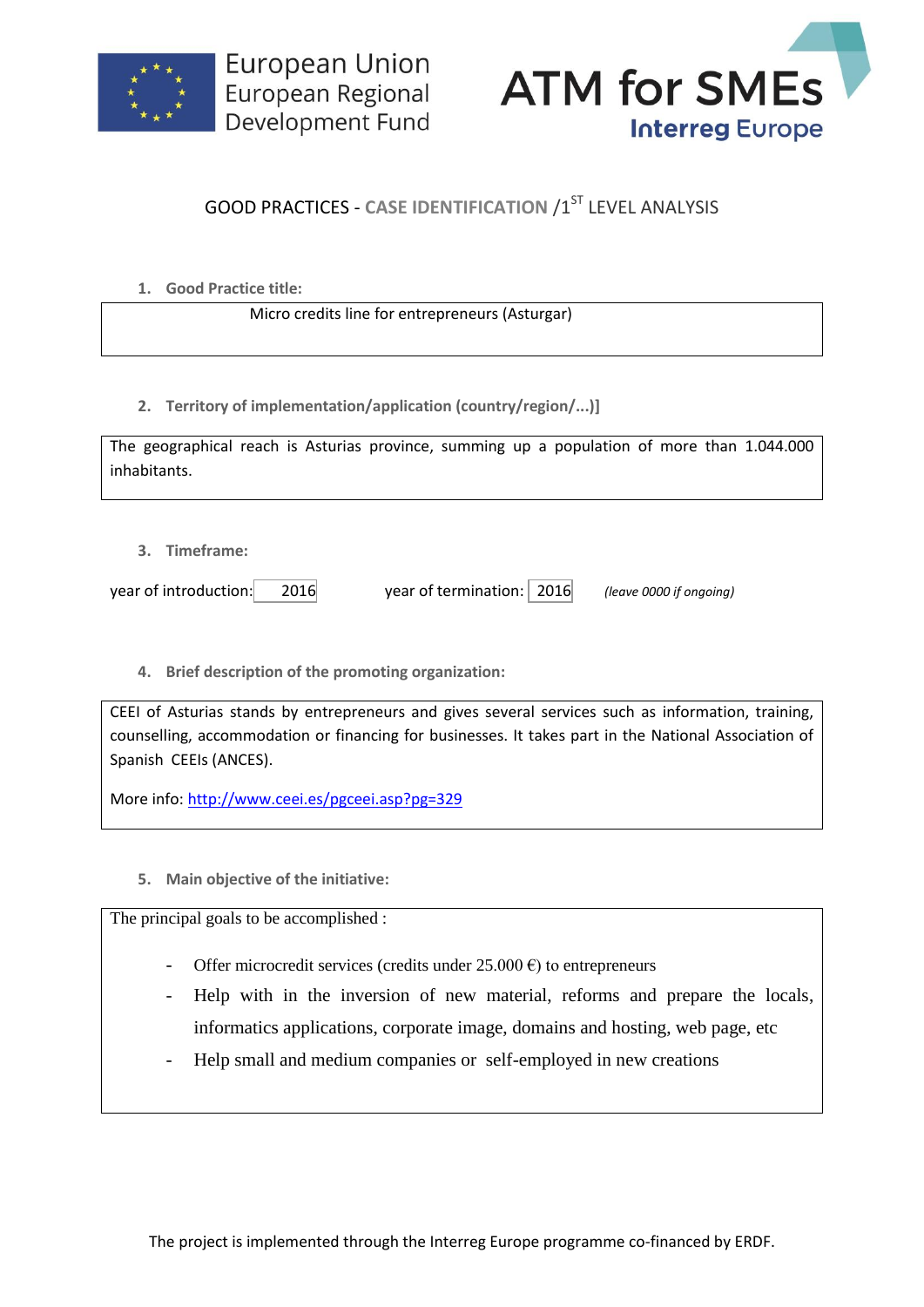European Union
European Regional
Development Fund

ATM for SMEs
Interreg Europe

# GOOD PRACTICES - CASE IDENTIFICATION /1ST LEVEL ANALYSIS

**1. Good Practice title:**

Micro credits line for entrepreneurs (Asturgar)

**2. Territory of implementation/application (country/region/...)]**

The geographical reach is Asturias province, summing up a population of more than 1.044.000 inhabitants.

**3. Timeframe:**

year of introduction: 2016 year of termination: 2016 *(leave 0000 if ongoing)*

**4. Brief description of the promoting organization:**

CEEI of Asturias stands by entrepreneurs and gives several services such as information, training, counselling, accommodation or financing for businesses. It takes part in the National Association of Spanish CEEIs (ANCES).

More info: http://www.ceei.es/pgceei.asp?pg=329

**5. Main objective of the initiative:**

The principal goals to be accomplished :

- Offer microcredit services (credits under 25.000 €) to entrepreneurs
- Help with in the inversion of new material, reforms and prepare the locals, informatics applications, corporate image, domains and hosting, web page, etc
- Help small and medium companies or self-employed in new creations

The project is implemented through the Interreg Europe programme co-financed by ERDF.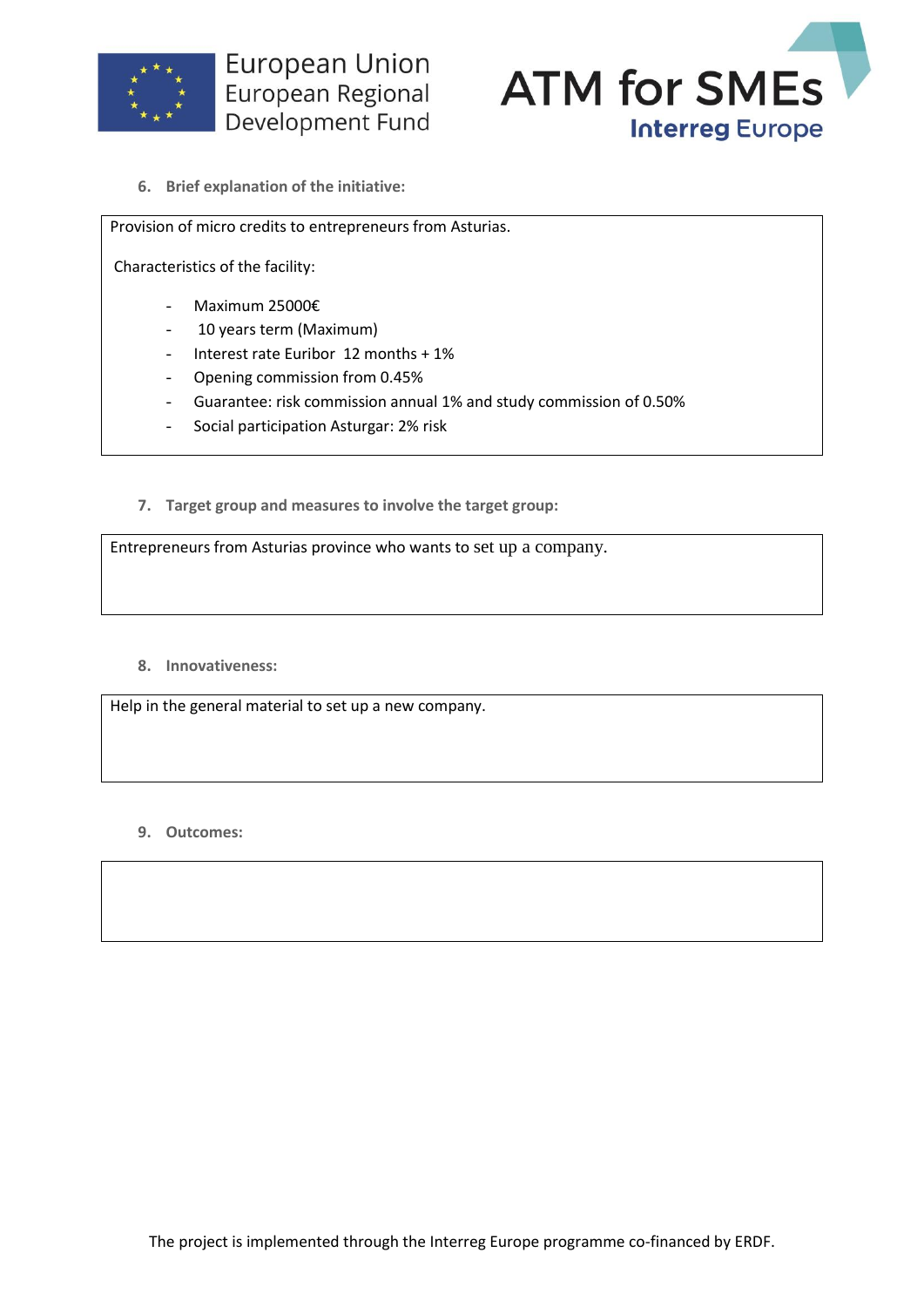6. **Brief explanation of the initiative:**

Provision of micro credits to entrepreneurs from Asturias.

Characteristics of the facility:

- Maximum 25000€
- 10 years term (Maximum)
- Interest rate Euribor 12 months + 1%
- Opening commission from 0.45%
- Guarantee: risk commission annual 1% and study commission of 0.50%
- Social participation Asturgar: 2% risk

7. **Target group and measures to involve the target group:**

Entrepreneurs from Asturias province who wants to set up a company.

8. **Innovativeness:**

Help in the general material to set up a new company.

9. **Outcomes:**